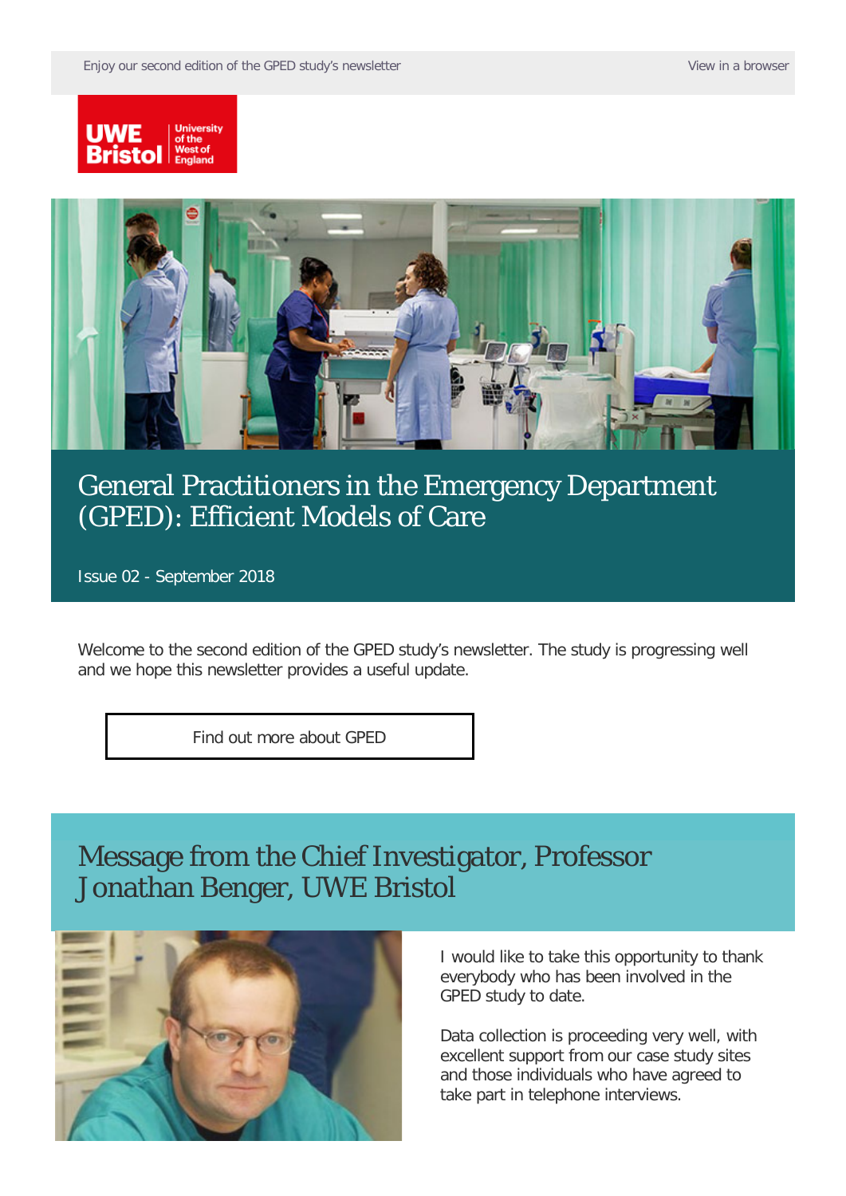Enjoy our second edition of the GPED study's newsletter

View in a browser

# General Practitioners in the Emergency Department (GPED): Efficient Models of Care

Issue 02 - September 2018

Welcome to the second edition of the GPED study's newsletter. The study is progressing well and we hope this newsletter provides a useful update.

Find out more about GPED

## Message from the Chief Investigator, Professor Jonathan Benger, UWE Bristol

I would like to take this opportunity to thank everybody who has been involved in the GPED study to date.

Data collection is proceeding very well, with excellent support from our case study sites and those individuals who have agreed to take part in telephone interviews.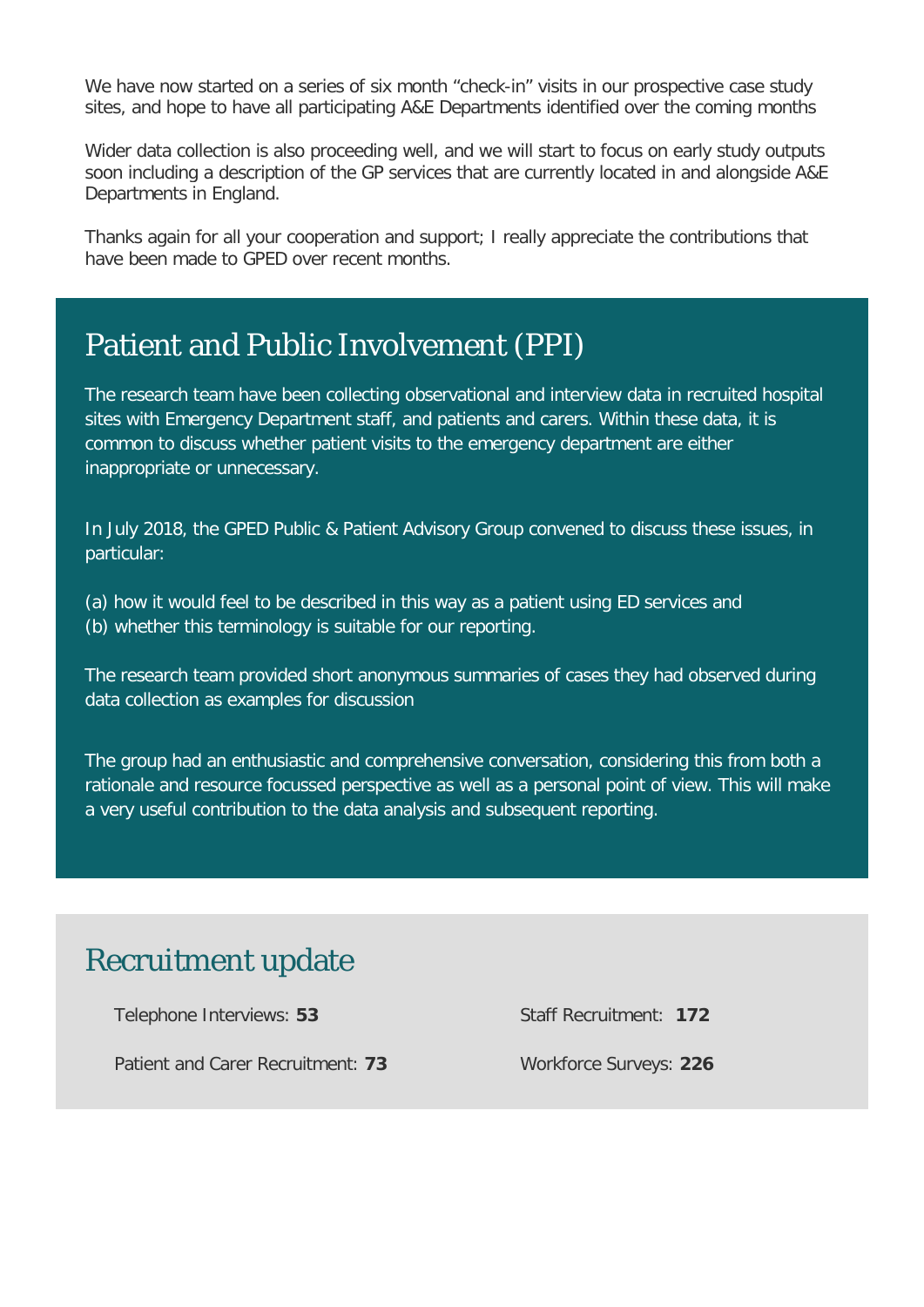We have now started on a series of six month "check-in" visits in our prospective case study sites, and hope to have all participating A&E Departments identified over the coming months

Wider data collection is also proceeding well, and we will start to focus on early study outputs soon including a description of the GP services that are currently located in and alongside A&E Departments in England.

Thanks again for all your cooperation and support; I really appreciate the contributions that have been made to GPED over recent months.

## Patient and Public Involvement (PPI)

The research team have been collecting observational and interview data in recruited hospital sites with Emergency Department staff, and patients and carers. Within these data, it is common to discuss whether patient visits to the emergency department are either inappropriate or unnecessary.

In July 2018, the GPED Public & Patient Advisory Group convened to discuss these issues, in particular:

(a) how it would feel to be described in this way as a patient using ED services and
(b) whether this terminology is suitable for our reporting.

The research team provided short anonymous summaries of cases they had observed during data collection as examples for discussion

The group had an enthusiastic and comprehensive conversation, considering this from both a rationale and resource focussed perspective as well as a personal point of view. This will make a very useful contribution to the data analysis and subsequent reporting.

## Recruitment update

Telephone Interviews: **53**

Patient and Carer Recruitment: **73**

Staff Recruitment: **172**

Workforce Surveys: **226**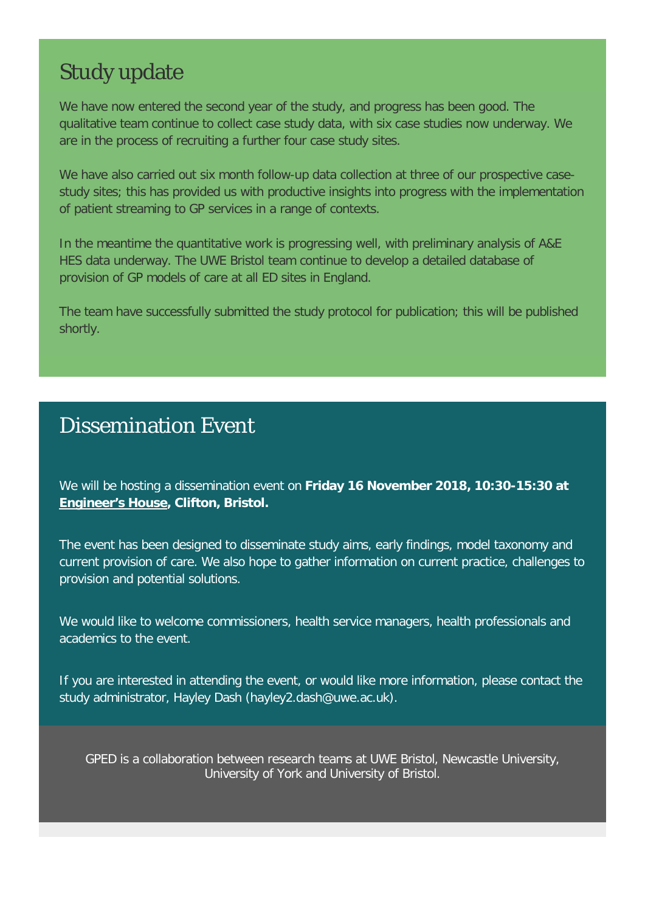## Study update

We have now entered the second year of the study, and progress has been good. The qualitative team continue to collect case study data, with six case studies now underway. We are in the process of recruiting a further four case study sites.

We have also carried out six month follow-up data collection at three of our prospective case-study sites; this has provided us with productive insights into progress with the implementation of patient streaming to GP services in a range of contexts.

In the meantime the quantitative work is progressing well, with preliminary analysis of A&E HES data underway. The UWE Bristol team continue to develop a detailed database of provision of GP models of care at all ED sites in England.

The team have successfully submitted the study protocol for publication; this will be published shortly.

## Dissemination Event

We will be hosting a dissemination event on **Friday 16 November 2018, 10:30-15:30 at Engineer's House, Clifton, Bristol.**

The event has been designed to disseminate study aims, early findings, model taxonomy and current provision of care. We also hope to gather information on current practice, challenges to provision and potential solutions.

We would like to welcome commissioners, health service managers, health professionals and academics to the event.

If you are interested in attending the event, or would like more information, please contact the study administrator, Hayley Dash (hayley2.dash@uwe.ac.uk).

GPED is a collaboration between research teams at UWE Bristol, Newcastle University, University of York and University of Bristol.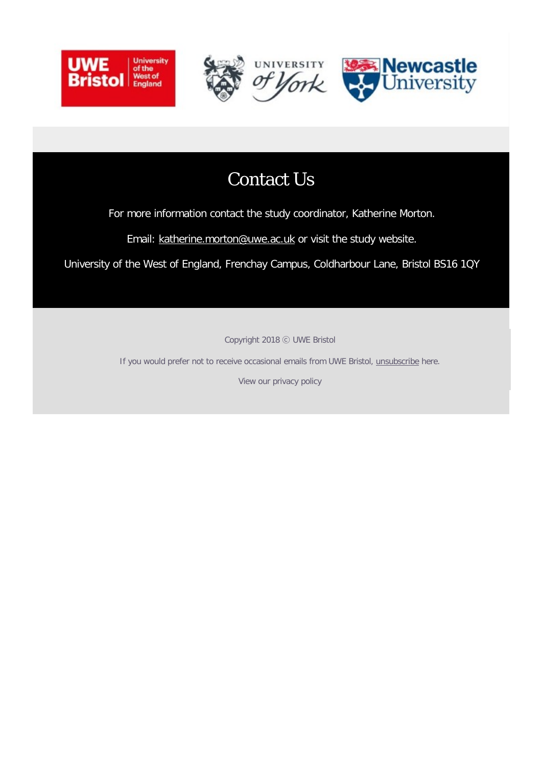# Contact Us

For more information contact the study coordinator, Katherine Morton.

Email: katherine.morton@uwe.ac.uk or visit the study website.

University of the West of England, Frenchay Campus, Coldharbour Lane, Bristol BS16 1QY

Copyright 2018 © UWE Bristol

If you would prefer not to receive occasional emails from UWE Bristol, unsubscribe here.

View our privacy policy